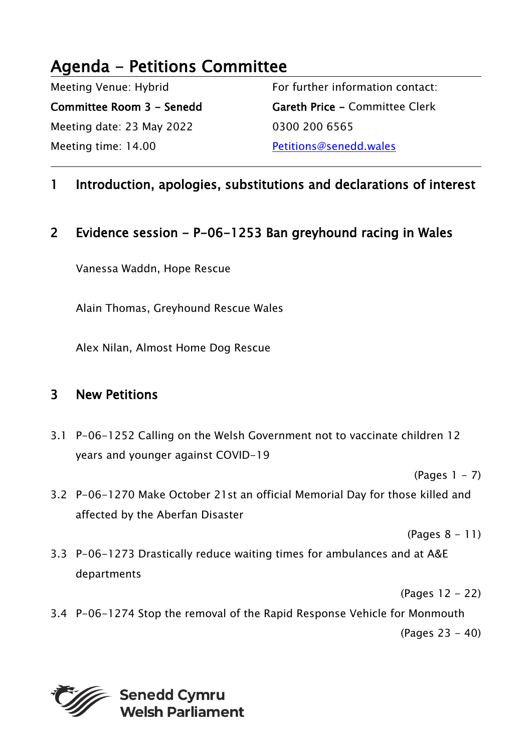# Agenda - Petitions Committee

Meeting Venue: Hybrid

**Committee Room 3 - Senedd**

Meeting date: 23 May 2022

Meeting time: 14.00

For further information contact:

**Gareth Price** - Committee Clerk

0300 200 6565

Petitions@senedd.wales

---

## 1 Introduction, apologies, substitutions and declarations of interest

## 2 Evidence session - P-06-1253 Ban greyhound racing in Wales

Vanessa Waddn, Hope Rescue

Alain Thomas, Greyhound Rescue Wales

Alex Nilan, Almost Home Dog Rescue

## 3 New Petitions

3.1 P-06-1252 Calling on the Welsh Government not to vaccinate children 12 years and younger against COVID-19

(Pages 1 - 7)

3.2 P-06-1270 Make October 21st an official Memorial Day for those killed and affected by the Aberfan Disaster

(Pages 8 - 11)

3.3 P-06-1273 Drastically reduce waiting times for ambulances and at A&E departments

(Pages 12 - 22)

3.4 P-06-1274 Stop the removal of the Rapid Response Vehicle for Monmouth

(Pages 23 - 40)

Senedd Cymru
Welsh Parliament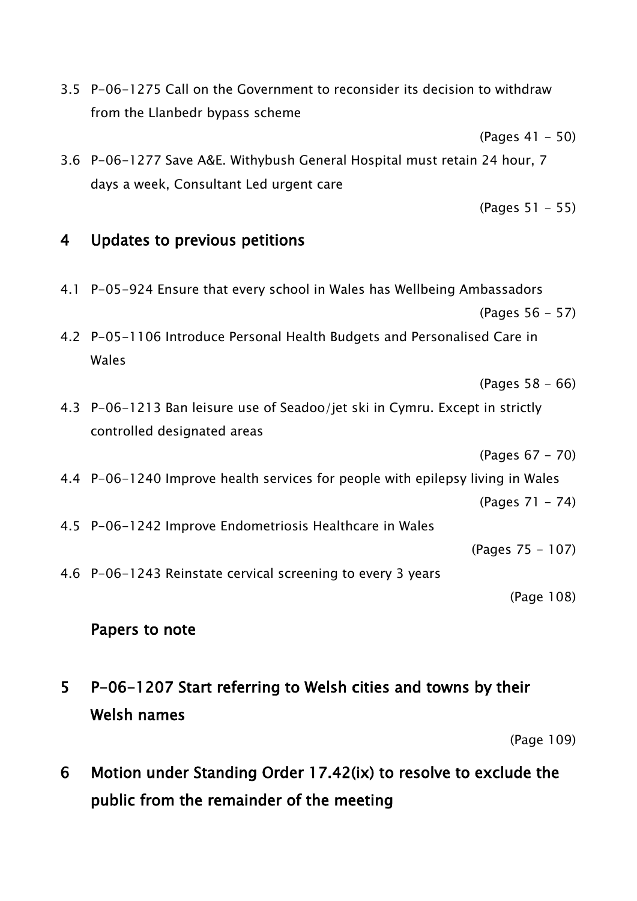3.5 P-06-1275 Call on the Government to reconsider its decision to withdraw from the Llanbedr bypass scheme

(Pages 41 - 50)

3.6 P-06-1277 Save A&E. Withybush General Hospital must retain 24 hour, 7 days a week, Consultant Led urgent care

(Pages 51 - 55)

## 4 Updates to previous petitions

4.1 P-05-924 Ensure that every school in Wales has Wellbeing Ambassadors

(Pages 56 - 57)

4.2 P-05-1106 Introduce Personal Health Budgets and Personalised Care in Wales

(Pages 58 - 66)

4.3 P-06-1213 Ban leisure use of Seadoo/jet ski in Cymru. Except in strictly controlled designated areas

(Pages 67 - 70)

4.4 P-06-1240 Improve health services for people with epilepsy living in Wales

(Pages 71 - 74)

4.5 P-06-1242 Improve Endometriosis Healthcare in Wales

(Pages 75 - 107)

4.6 P-06-1243 Reinstate cervical screening to every 3 years

(Page 108)

### Papers to note

## 5 P-06-1207 Start referring to Welsh cities and towns by their Welsh names

(Page 109)

## 6 Motion under Standing Order 17.42(ix) to resolve to exclude the public from the remainder of the meeting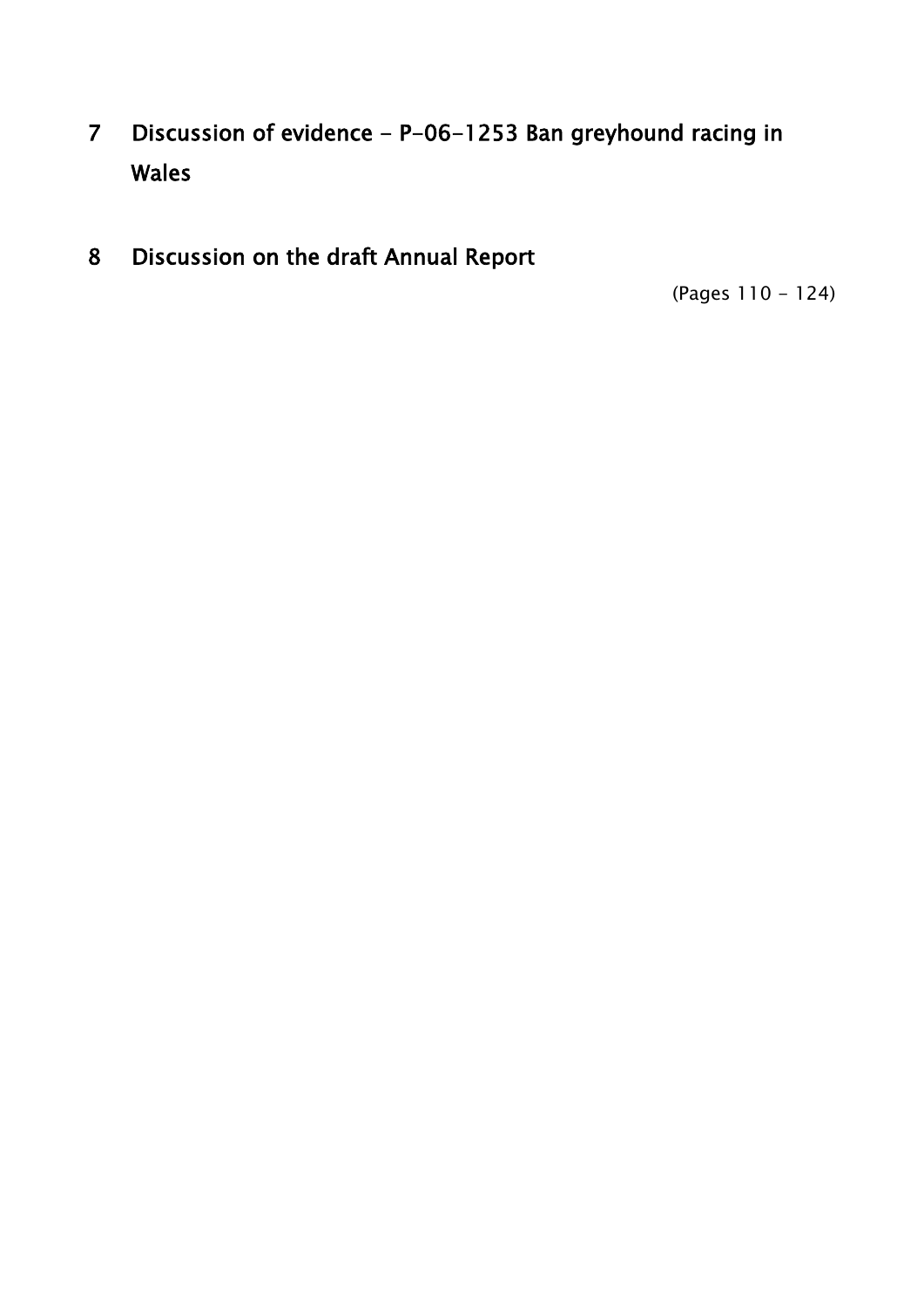## 7 Discussion of evidence - P-06-1253 Ban greyhound racing in Wales

## 8 Discussion on the draft Annual Report

(Pages 110 - 124)